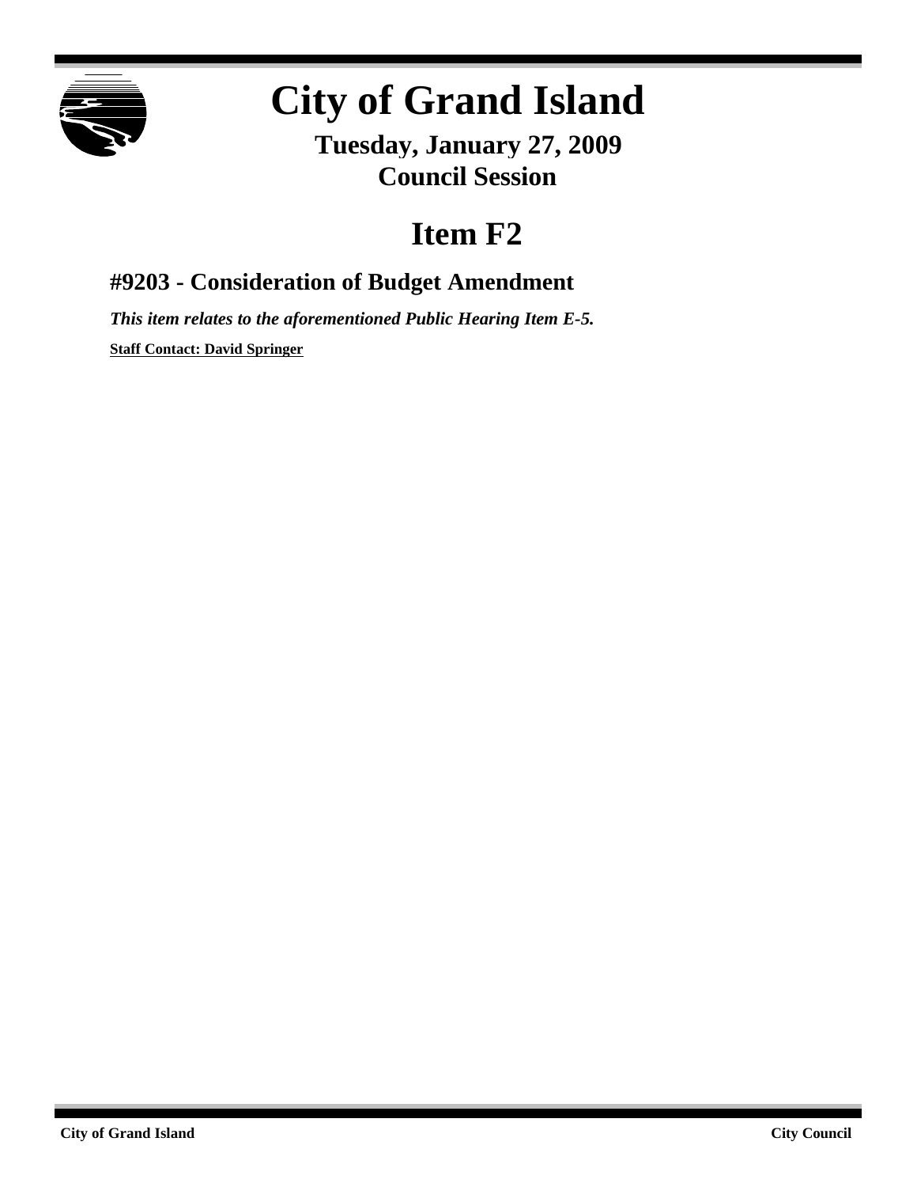# City of Grand Island

**Tuesday, January 27, 2009**
**Council Session**

# Item F2

## #9203 - Consideration of Budget Amendment

***This item relates to the aforementioned Public Hearing Item E-5.***

**Staff Contact: David Springer**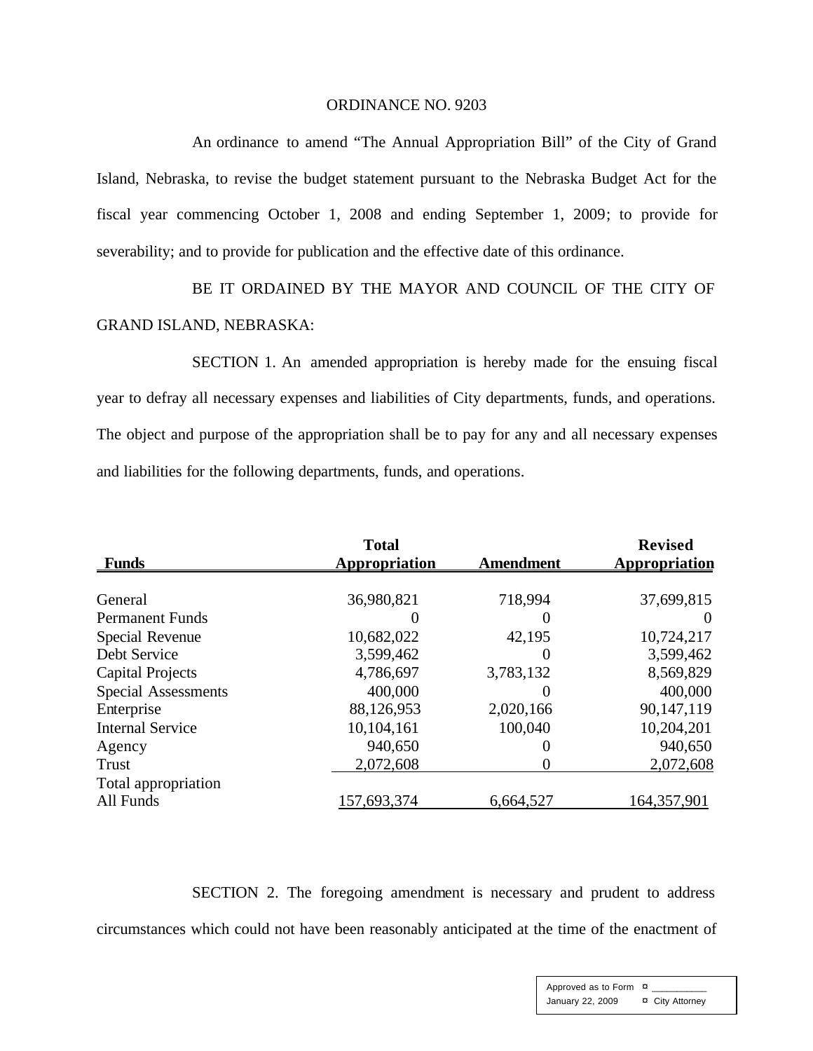ORDINANCE NO. 9203

An ordinance to amend "The Annual Appropriation Bill" of the City of Grand Island, Nebraska, to revise the budget statement pursuant to the Nebraska Budget Act for the fiscal year commencing October 1, 2008 and ending September 1, 2009; to provide for severability; and to provide for publication and the effective date of this ordinance.

BE IT ORDAINED BY THE MAYOR AND COUNCIL OF THE CITY OF GRAND ISLAND, NEBRASKA:

SECTION 1. An amended appropriation is hereby made for the ensuing fiscal year to defray all necessary expenses and liabilities of City departments, funds, and operations. The object and purpose of the appropriation shall be to pay for any and all necessary expenses and liabilities for the following departments, funds, and operations.

| Funds | Total Appropriation | Amendment | Revised Appropriation |
|---|---|---|---|
| General | 36,980,821 | 718,994 | 37,699,815 |
| Permanent Funds | 0 | 0 | 0 |
| Special Revenue | 10,682,022 | 42,195 | 10,724,217 |
| Debt Service | 3,599,462 | 0 | 3,599,462 |
| Capital Projects | 4,786,697 | 3,783,132 | 8,569,829 |
| Special Assessments | 400,000 | 0 | 400,000 |
| Enterprise | 88,126,953 | 2,020,166 | 90,147,119 |
| Internal Service | 10,104,161 | 100,040 | 10,204,201 |
| Agency | 940,650 | 0 | 940,650 |
| Trust | 2,072,608 | 0 | 2,072,608 |
| Total appropriation All Funds | 157,693,374 | 6,664,527 | 164,357,901 |

SECTION 2. The foregoing amendment is necessary and prudent to address circumstances which could not have been reasonably anticipated at the time of the enactment of

Approved as to Form ¤ ___________
January 22, 2009 ¤ City Attorney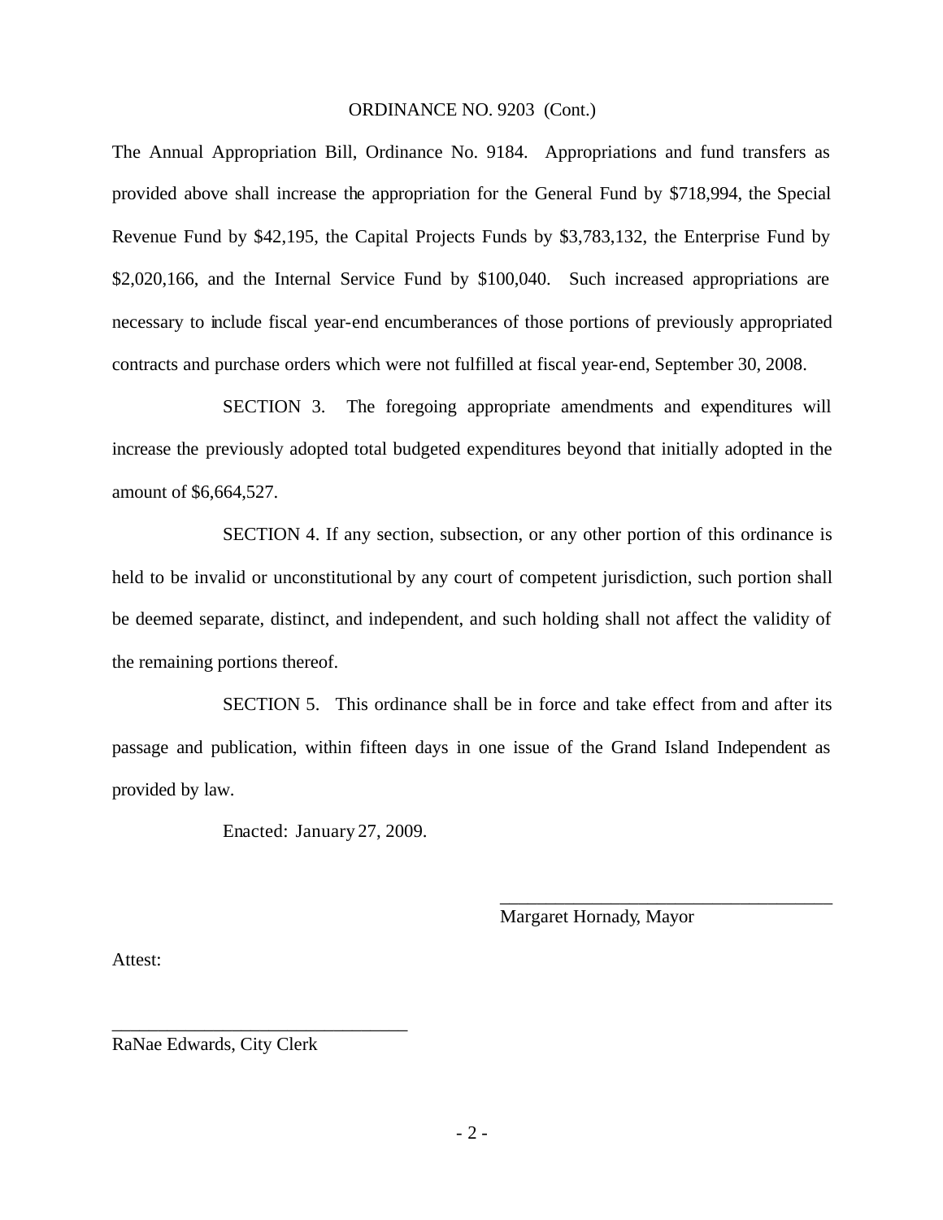ORDINANCE NO. 9203 (Cont.)

The Annual Appropriation Bill, Ordinance No. 9184. Appropriations and fund transfers as provided above shall increase the appropriation for the General Fund by $718,994, the Special Revenue Fund by $42,195, the Capital Projects Funds by $3,783,132, the Enterprise Fund by $2,020,166, and the Internal Service Fund by $100,040. Such increased appropriations are necessary to include fiscal year-end encumberances of those portions of previously appropriated contracts and purchase orders which were not fulfilled at fiscal year-end, September 30, 2008.

SECTION 3. The foregoing appropriate amendments and expenditures will increase the previously adopted total budgeted expenditures beyond that initially adopted in the amount of $6,664,527.

SECTION 4. If any section, subsection, or any other portion of this ordinance is held to be invalid or unconstitutional by any court of competent jurisdiction, such portion shall be deemed separate, distinct, and independent, and such holding shall not affect the validity of the remaining portions thereof.

SECTION 5. This ordinance shall be in force and take effect from and after its passage and publication, within fifteen days in one issue of the Grand Island Independent as provided by law.

Enacted: January 27, 2009.

_____________________________________
Margaret Hornady, Mayor

Attest:

_________________________________
RaNae Edwards, City Clerk